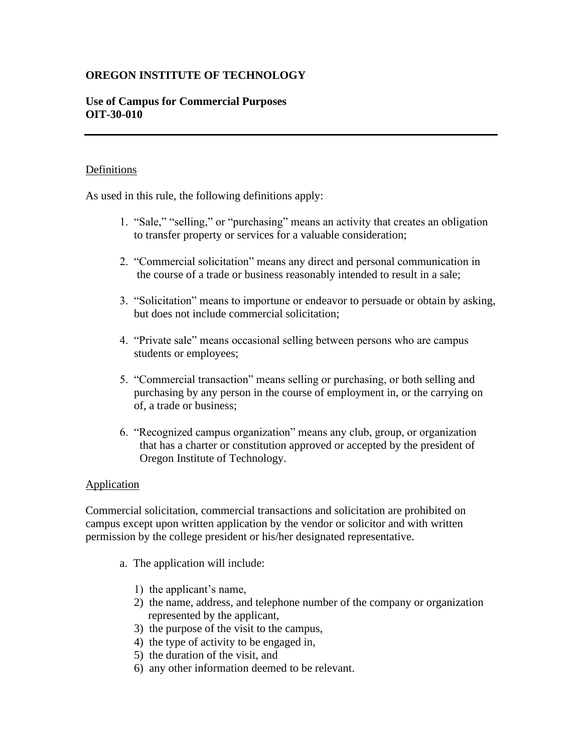**OREGON INSTITUTE OF TECHNOLOGY**

**Use of Campus for Commercial Purposes**
**OIT-30-010**

---

## Definitions

As used in this rule, the following definitions apply:

1. "Sale," "selling," or "purchasing" means an activity that creates an obligation to transfer property or services for a valuable consideration;
2. "Commercial solicitation" means any direct and personal communication in the course of a trade or business reasonably intended to result in a sale;
3. "Solicitation" means to importune or endeavor to persuade or obtain by asking, but does not include commercial solicitation;
4. "Private sale" means occasional selling between persons who are campus students or employees;
5. "Commercial transaction" means selling or purchasing, or both selling and purchasing by any person in the course of employment in, or the carrying on of, a trade or business;
6. "Recognized campus organization" means any club, group, or organization that has a charter or constitution approved or accepted by the president of Oregon Institute of Technology.

## Application

Commercial solicitation, commercial transactions and solicitation are prohibited on campus except upon written application by the vendor or solicitor and with written permission by the college president or his/her designated representative.

a. The application will include:

   1) the applicant's name,
   2) the name, address, and telephone number of the company or organization represented by the applicant,
   3) the purpose of the visit to the campus,
   4) the type of activity to be engaged in,
   5) the duration of the visit, and
   6) any other information deemed to be relevant.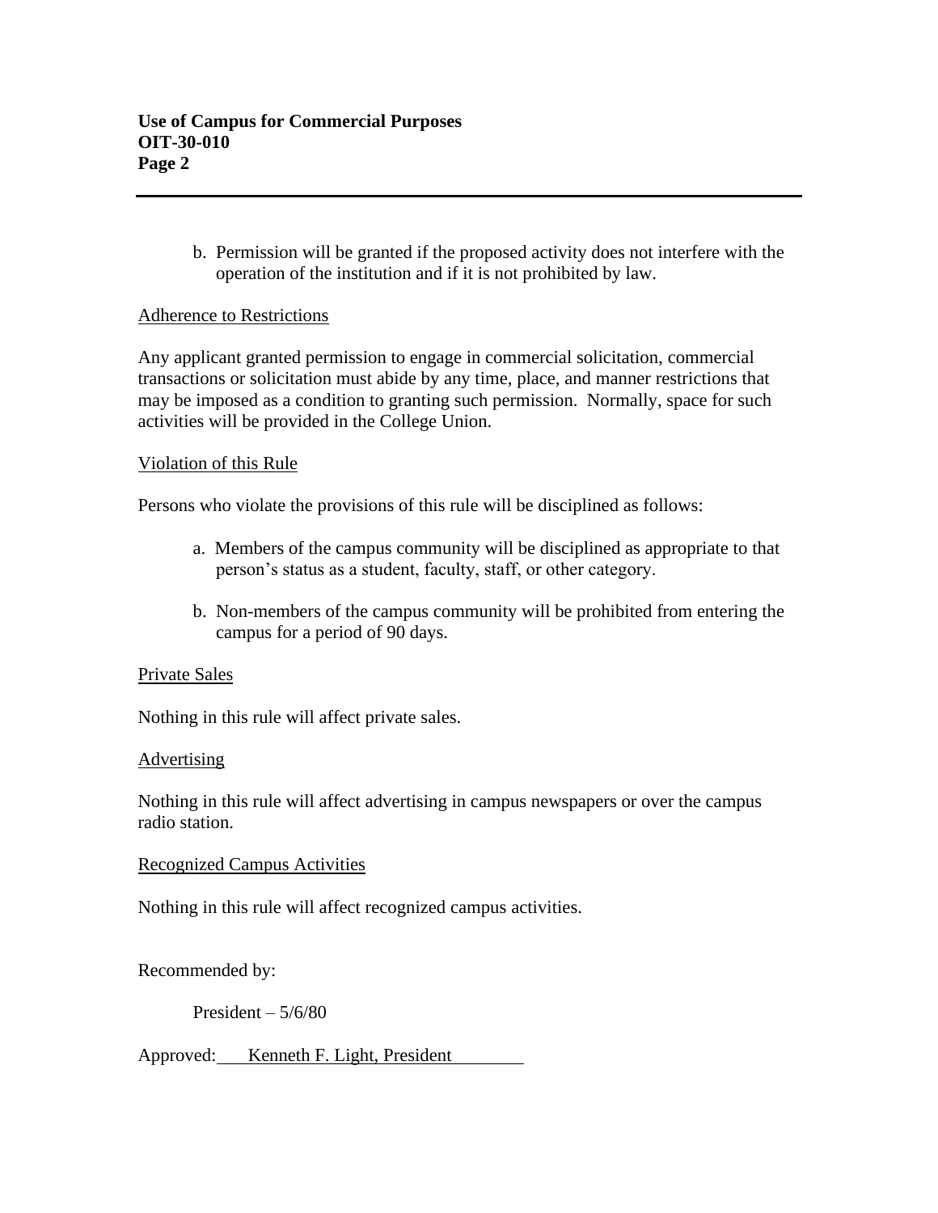b. Permission will be granted if the proposed activity does not interfere with the operation of the institution and if it is not prohibited by law.

Adherence to Restrictions

Any applicant granted permission to engage in commercial solicitation, commercial transactions or solicitation must abide by any time, place, and manner restrictions that may be imposed as a condition to granting such permission. Normally, space for such activities will be provided in the College Union.

Violation of this Rule

Persons who violate the provisions of this rule will be disciplined as follows:

a. Members of the campus community will be disciplined as appropriate to that person's status as a student, faculty, staff, or other category.

b. Non-members of the campus community will be prohibited from entering the campus for a period of 90 days.

Private Sales

Nothing in this rule will affect private sales.

Advertising

Nothing in this rule will affect advertising in campus newspapers or over the campus radio station.

Recognized Campus Activities

Nothing in this rule will affect recognized campus activities.

Recommended by:

President – 5/6/80

Approved: Kenneth F. Light, President